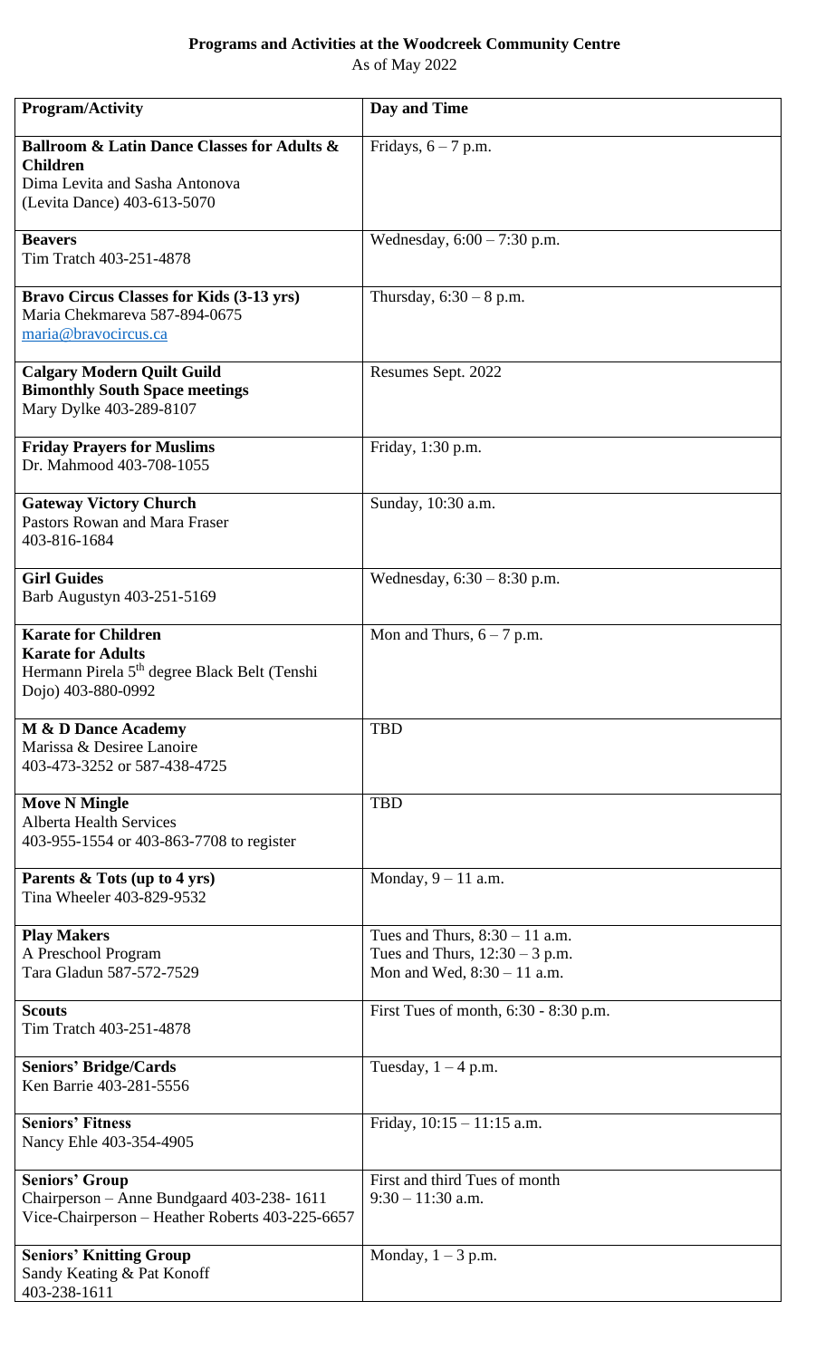**Programs and Activities at the Woodcreek Community Centre**

As of May 2022

| Program/Activity | Day and Time |
|---|---|
| **Ballroom & Latin Dance Classes for Adults & Children**<br>Dima Levita and Sasha Antonova<br>(Levita Dance) 403-613-5070 | Fridays, 6 – 7 p.m. |
| **Beavers**<br>Tim Tratch 403-251-4878 | Wednesday, 6:00 – 7:30 p.m. |
| **Bravo Circus Classes for Kids (3-13 yrs)**<br>Maria Chekmareva 587-894-0675<br>maria@bravocircus.ca | Thursday, 6:30 – 8 p.m. |
| **Calgary Modern Quilt Guild**<br>**Bimonthly South Space meetings**<br>Mary Dylke 403-289-8107 | Resumes Sept. 2022 |
| **Friday Prayers for Muslims**<br>Dr. Mahmood 403-708-1055 | Friday, 1:30 p.m. |
| **Gateway Victory Church**<br>Pastors Rowan and Mara Fraser<br>403-816-1684 | Sunday, 10:30 a.m. |
| **Girl Guides**<br>Barb Augustyn 403-251-5169 | Wednesday, 6:30 – 8:30 p.m. |
| **Karate for Children**<br>**Karate for Adults**<br>Hermann Pirela 5th degree Black Belt (Tenshi Dojo) 403-880-0992 | Mon and Thurs, 6 – 7 p.m. |
| **M & D Dance Academy**<br>Marissa & Desiree Lanoire<br>403-473-3252 or 587-438-4725 | TBD |
| **Move N Mingle**<br>Alberta Health Services<br>403-955-1554 or 403-863-7708 to register | TBD |
| **Parents & Tots (up to 4 yrs)**<br>Tina Wheeler 403-829-9532 | Monday, 9 – 11 a.m. |
| **Play Makers**<br>A Preschool Program<br>Tara Gladun 587-572-7529 | Tues and Thurs, 8:30 – 11 a.m.<br>Tues and Thurs, 12:30 – 3 p.m.<br>Mon and Wed, 8:30 – 11 a.m. |
| **Scouts**<br>Tim Tratch 403-251-4878 | First Tues of month, 6:30 - 8:30 p.m. |
| **Seniors' Bridge/Cards**<br>Ken Barrie 403-281-5556 | Tuesday, 1 – 4 p.m. |
| **Seniors' Fitness**<br>Nancy Ehle 403-354-4905 | Friday, 10:15 – 11:15 a.m. |
| **Seniors' Group**<br>Chairperson – Anne Bundgaard 403-238- 1611<br>Vice-Chairperson – Heather Roberts 403-225-6657 | First and third Tues of month<br>9:30 – 11:30 a.m. |
| **Seniors' Knitting Group**<br>Sandy Keating & Pat Konoff<br>403-238-1611 | Monday, 1 – 3 p.m. |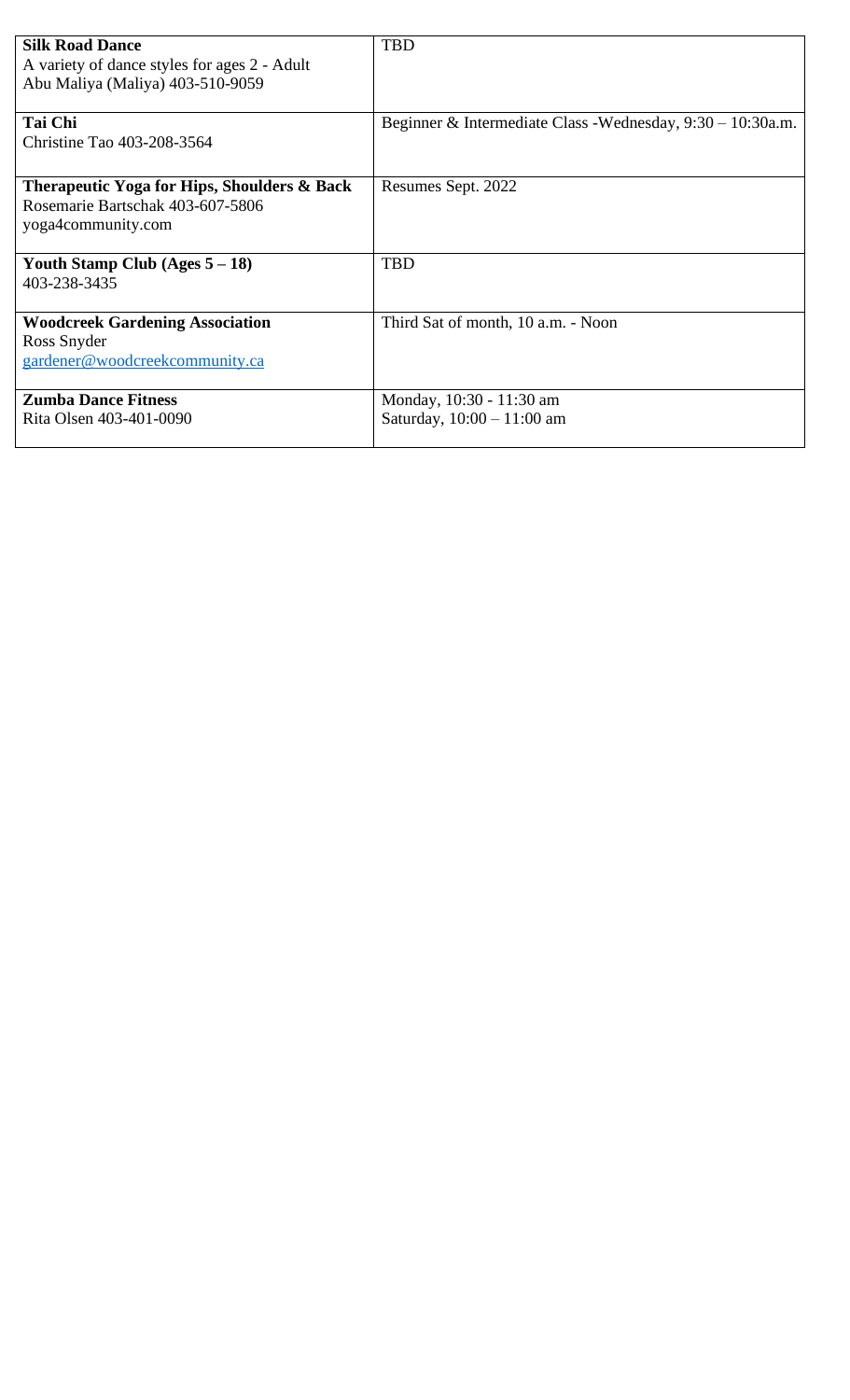| | |
|---|---|
| **Silk Road Dance**<br>A variety of dance styles for ages 2 - Adult<br>Abu Maliya (Maliya) 403-510-9059 | TBD |
| **Tai Chi**<br>Christine Tao 403-208-3564 | Beginner & Intermediate Class -Wednesday, 9:30 – 10:30a.m. |
| **Therapeutic Yoga for Hips, Shoulders & Back**<br>Rosemarie Bartschak 403-607-5806<br>yoga4community.com | Resumes Sept. 2022 |
| **Youth Stamp Club (Ages 5 – 18)**<br>403-238-3435 | TBD |
| **Woodcreek Gardening Association**<br>Ross Snyder<br>gardener@woodcreekcommunity.ca | Third Sat of month, 10 a.m. - Noon |
| **Zumba Dance Fitness**<br>Rita Olsen 403-401-0090 | Monday, 10:30 - 11:30 am<br>Saturday, 10:00 – 11:00 am |